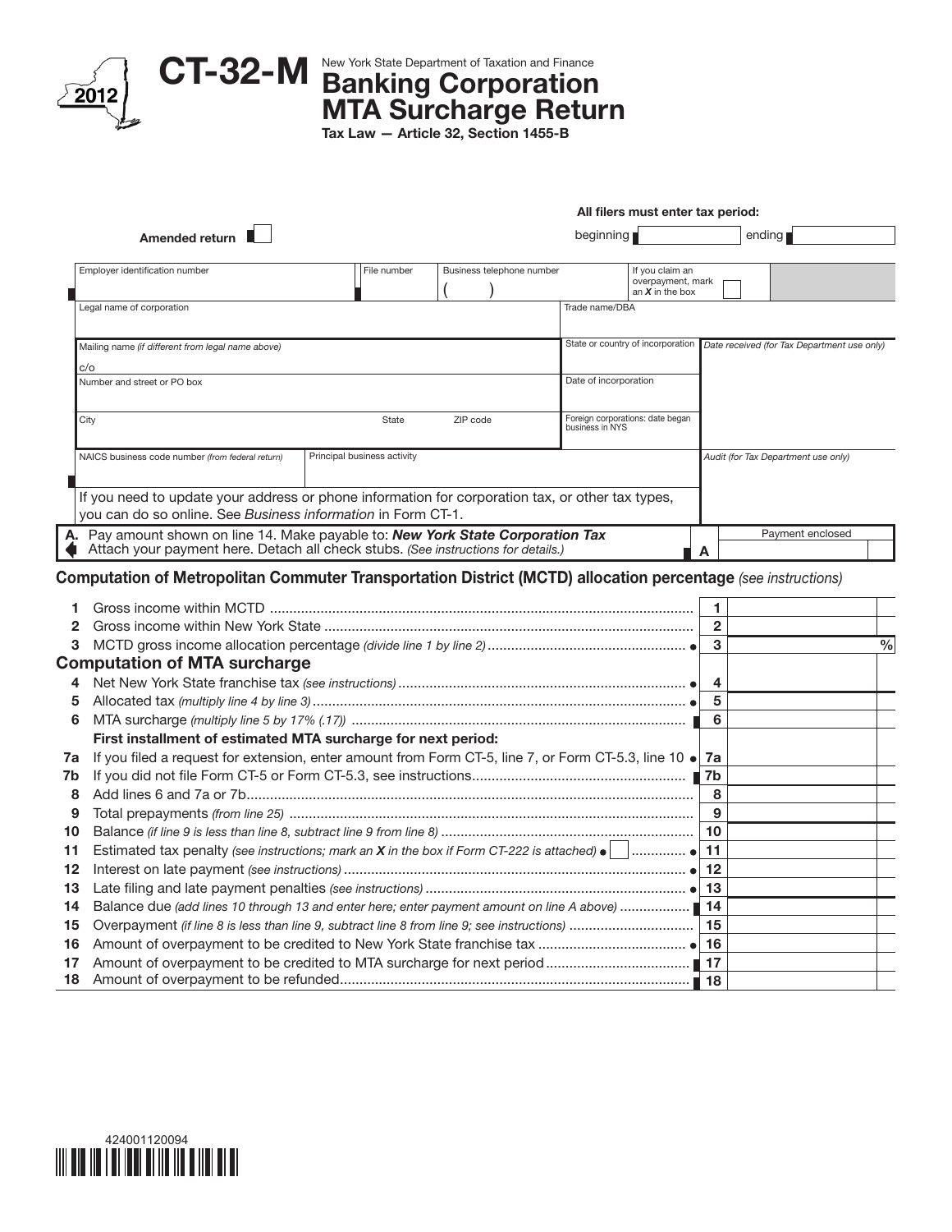2012

# CT-32-M

New York State Department of Taxation and Finance

## Banking Corporation MTA Surcharge Return

**Tax Law — Article 32, Section 1455-B**

**All filers must enter tax period:**

Amended return ☐ beginning ______ ending ______

| Employer identification number | File number | Business telephone number | If you claim an overpayment, mark an *X* in the box ☐ |
|---|---|---|---|
| Legal name of corporation | | | Trade name/DBA |
| Mailing name *(if different from legal name above)* c/o | | | State or country of incorporation |
| Number and street or PO box | | | Date of incorporation |
| City | State | ZIP code | Foreign corporations: date began business in NYS |
| NAICS business code number *(from federal return)* | Principal business activity | | |

*Date received (for Tax Department use only)*

*Audit (for Tax Department use only)*

If you need to update your address or phone information for corporation tax, or other tax types, you can do so online. See *Business information* in Form CT-1.

**A.** Pay amount shown on line 14. Make payable to: ***New York State Corporation Tax***
Attach your payment here. Detach all check stubs. *(See instructions for details.)* **A** Payment enclosed

### Computation of Metropolitan Commuter Transportation District (MCTD) allocation percentage *(see instructions)*

| | | | |
|---|---|---|---|
| 1 | Gross income within MCTD | 1 | |
| 2 | Gross income within New York State | 2 | |
| 3 | MCTD gross income allocation percentage *(divide line 1 by line 2)* | 3 | % |

### Computation of MTA surcharge

| | | | |
|---|---|---|---|
| 4 | Net New York State franchise tax *(see instructions)* | 4 | |
| 5 | Allocated tax *(multiply line 4 by line 3)* | 5 | |
| 6 | MTA surcharge *(multiply line 5 by 17% (.17))* | 6 | |
| | **First installment of estimated MTA surcharge for next period:** | | |
| 7a | If you filed a request for extension, enter amount from Form CT-5, line 7, or Form CT-5.3, line 10 | 7a | |
| 7b | If you did not file Form CT-5 or Form CT-5.3, see instructions | 7b | |
| 8 | Add lines 6 and 7a or 7b | 8 | |
| 9 | Total prepayments *(from line 25)* | 9 | |
| 10 | Balance *(if line 9 is less than line 8, subtract line 9 from line 8)* | 10 | |
| 11 | Estimated tax penalty *(see instructions; mark an **X** in the box if Form CT-222 is attached)* ☐ | 11 | |
| 12 | Interest on late payment *(see instructions)* | 12 | |
| 13 | Late filing and late payment penalties *(see instructions)* | 13 | |
| 14 | Balance due *(add lines 10 through 13 and enter here; enter payment amount on line A above)* | 14 | |
| 15 | Overpayment *(if line 8 is less than line 9, subtract line 8 from line 9; see instructions)* | 15 | |
| 16 | Amount of overpayment to be credited to New York State franchise tax | 16 | |
| 17 | Amount of overpayment to be credited to MTA surcharge for next period | 17 | |
| 18 | Amount of overpayment to be refunded | 18 | |

424001120094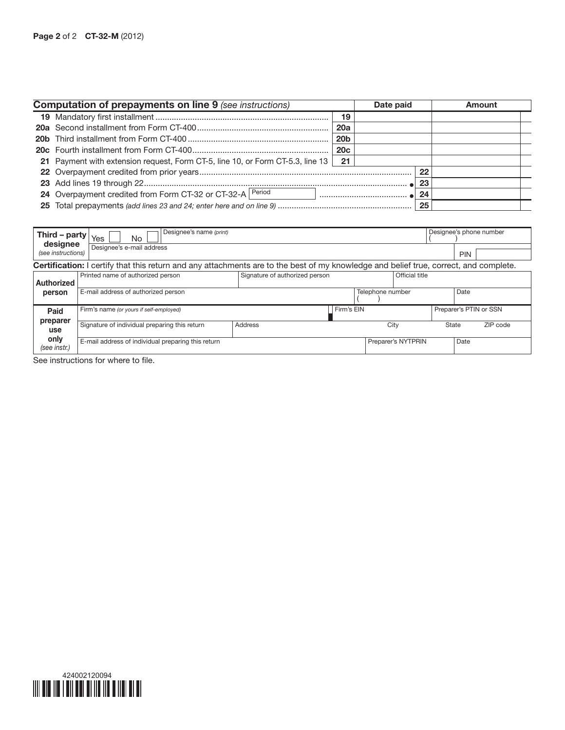## Computation of prepayments on line 9 *(see instructions)*

| | | Date paid | Amount |
|---|---|---|---|
| **19** Mandatory first installment | 19 | | |
| **20a** Second installment from Form CT-400 | 20a | | |
| **20b** Third installment from Form CT-400 | 20b | | |
| **20c** Fourth installment from Form CT-400 | 20c | | |
| **21** Payment with extension request, Form CT-5, line 10, or Form CT-5.3, line 13 | 21 | | |
| **22** Overpayment credited from prior years | | 22 | |
| **23** Add lines 19 through 22 | | ● 23 | |
| **24** Overpayment credited from Form CT-32 or CT-32-A Period | | ● 24 | |
| **25** Total prepayments *(add lines 23 and 24; enter here and on line 9)* | | 25 | |

| | | | | |
|---|---|---|---|---|
| **Third – party designee** *(see instructions)* | Yes ☐ No ☐ | Designee's name *(print)* | | Designee's phone number ( ) |
| | Designee's e-mail address | | | PIN |

**Certification:** I certify that this return and any attachments are to the best of my knowledge and belief true, correct, and complete.

| | | | | |
|---|---|---|---|---|
| **Authorized person** | Printed name of authorized person | Signature of authorized person | Official title | |
| | E-mail address of authorized person | | Telephone number ( ) | Date |
| **Paid preparer use only** *(see instr.)* | Firm's name *(or yours if self-employed)* | | Firm's EIN | Preparer's PTIN or SSN |
| | Signature of individual preparing this return | Address | City | State ZIP code |
| | E-mail address of individual preparing this return | | Preparer's NYTPRIN | Date |

See instructions for where to file.

424002120094